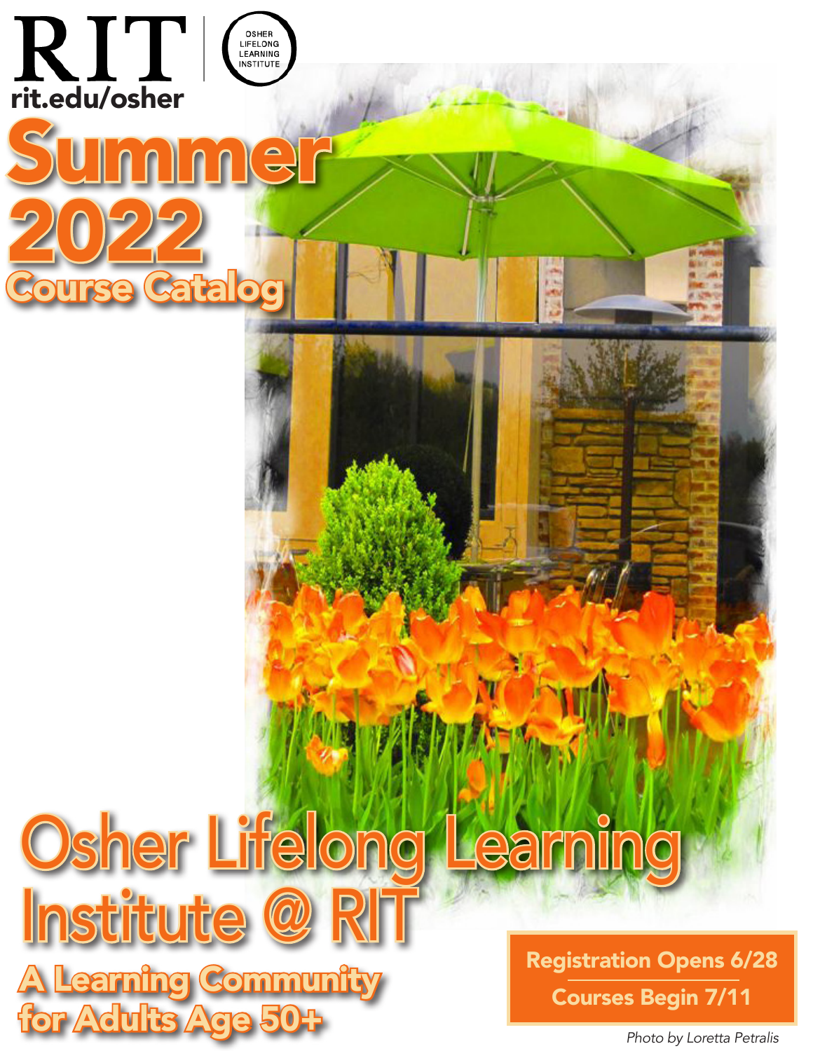RIT | OSHER LIFELONG LEARNING INSTITUTE

rit.edu/osher

# Summer 2022

## Course Catalog

# Osher Lifelong Learning Institute @ RIT

## A Learning Community for Adults Age 50+

**Registration Opens 6/28**

**Courses Begin 7/11**

*Photo by Loretta Petralis*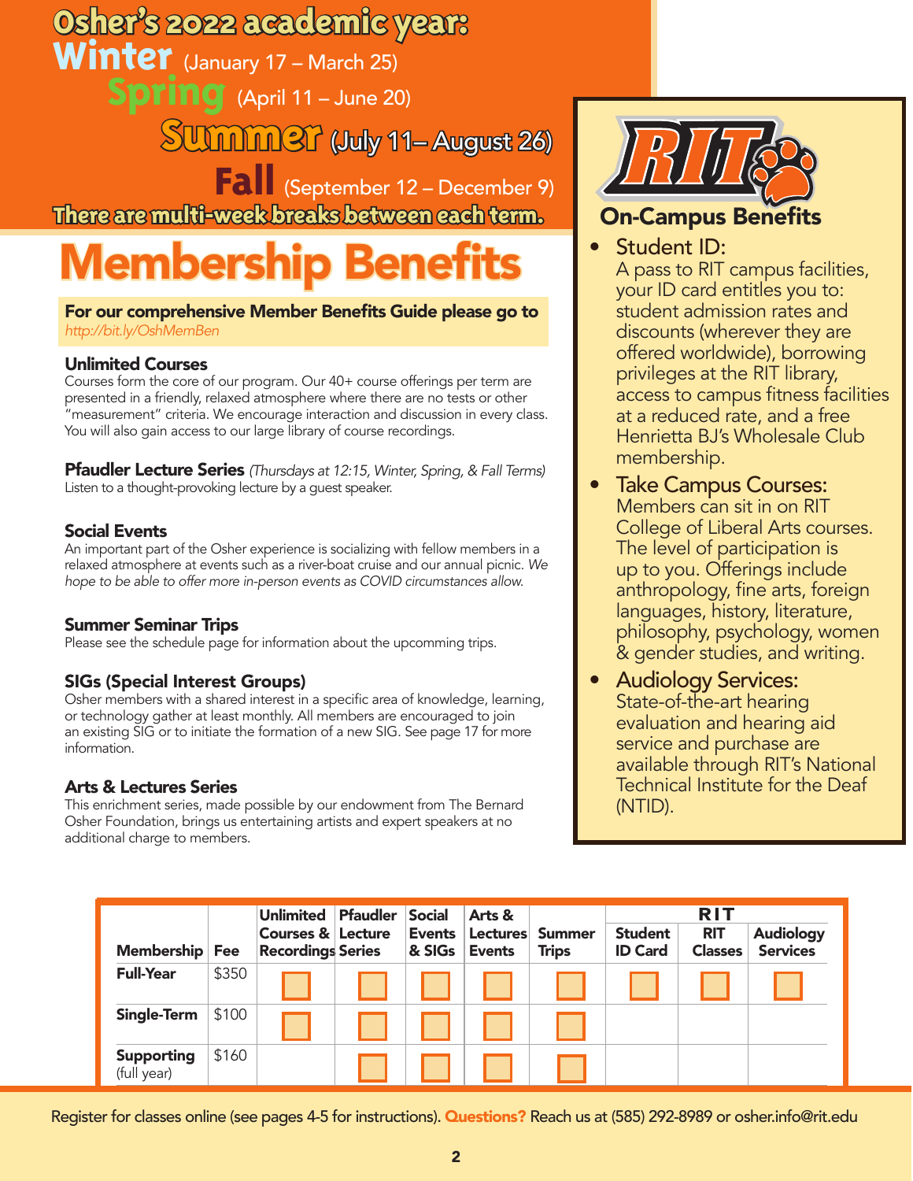# Osher's 2022 academic year:

**Winter** (January 17 – March 25)

**Spring** (April 11 – June 20)

**Summer** (July 11– August 26)

**Fall** (September 12 – December 9)

**There are multi-week breaks between each term.**

# Membership Benefits

**For our comprehensive Member Benefits Guide please go to** *http://bit.ly/OshMemBen*

### Unlimited Courses

Courses form the core of our program. Our 40+ course offerings per term are presented in a friendly, relaxed atmosphere where there are no tests or other "measurement" criteria. We encourage interaction and discussion in every class. You will also gain access to our large library of course recordings.

### Pfaudler Lecture Series *(Thursdays at 12:15, Winter, Spring, & Fall Terms)*

Listen to a thought-provoking lecture by a guest speaker.

### Social Events

An important part of the Osher experience is socializing with fellow members in a relaxed atmosphere at events such as a river-boat cruise and our annual picnic. *We hope to be able to offer more in-person events as COVID circumstances allow.*

### Summer Seminar Trips

Please see the schedule page for information about the upcomming trips.

### SIGs (Special Interest Groups)

Osher members with a shared interest in a specific area of knowledge, learning, or technology gather at least monthly. All members are encouraged to join an existing SIG or to initiate the formation of a new SIG. See page 17 for more information.

### Arts & Lectures Series

This enrichment series, made possible by our endowment from The Bernard Osher Foundation, brings us entertaining artists and expert speakers at no additional charge to members.

## RIT On-Campus Benefits

- **Student ID:** A pass to RIT campus facilities, your ID card entitles you to: student admission rates and discounts (wherever they are offered worldwide), borrowing privileges at the RIT library, access to campus fitness facilities at a reduced rate, and a free Henrietta BJ's Wholesale Club membership.
- **Take Campus Courses:** Members can sit in on RIT College of Liberal Arts courses. The level of participation is up to you. Offerings include anthropology, fine arts, foreign languages, history, literature, philosophy, psychology, women & gender studies, and writing.
- **Audiology Services:** State-of-the-art hearing evaluation and hearing aid service and purchase are available through RIT's National Technical Institute for the Deaf (NTID).

| Membership | Fee | Unlimited Courses & Recordings | Pfaudler Lecture Series | Social Events & SIGs | Arts & Lectures Events | Summer Trips | RIT Student ID Card | RIT Classes | RIT Audiology Services |
|---|---|---|---|---|---|---|---|---|---|
| Full-Year | $350 | ☐ | ☐ | ☐ | ☐ | ☐ | ☐ | ☐ | ☐ |
| Single-Term | $100 | ☐ | ☐ | ☐ | ☐ | ☐ | | | |
| Supporting (full year) | $160 | | ☐ | ☐ | ☐ | ☐ | | | |

Register for classes online (see pages 4-5 for instructions). **Questions?** Reach us at (585) 292-8989 or osher.info@rit.edu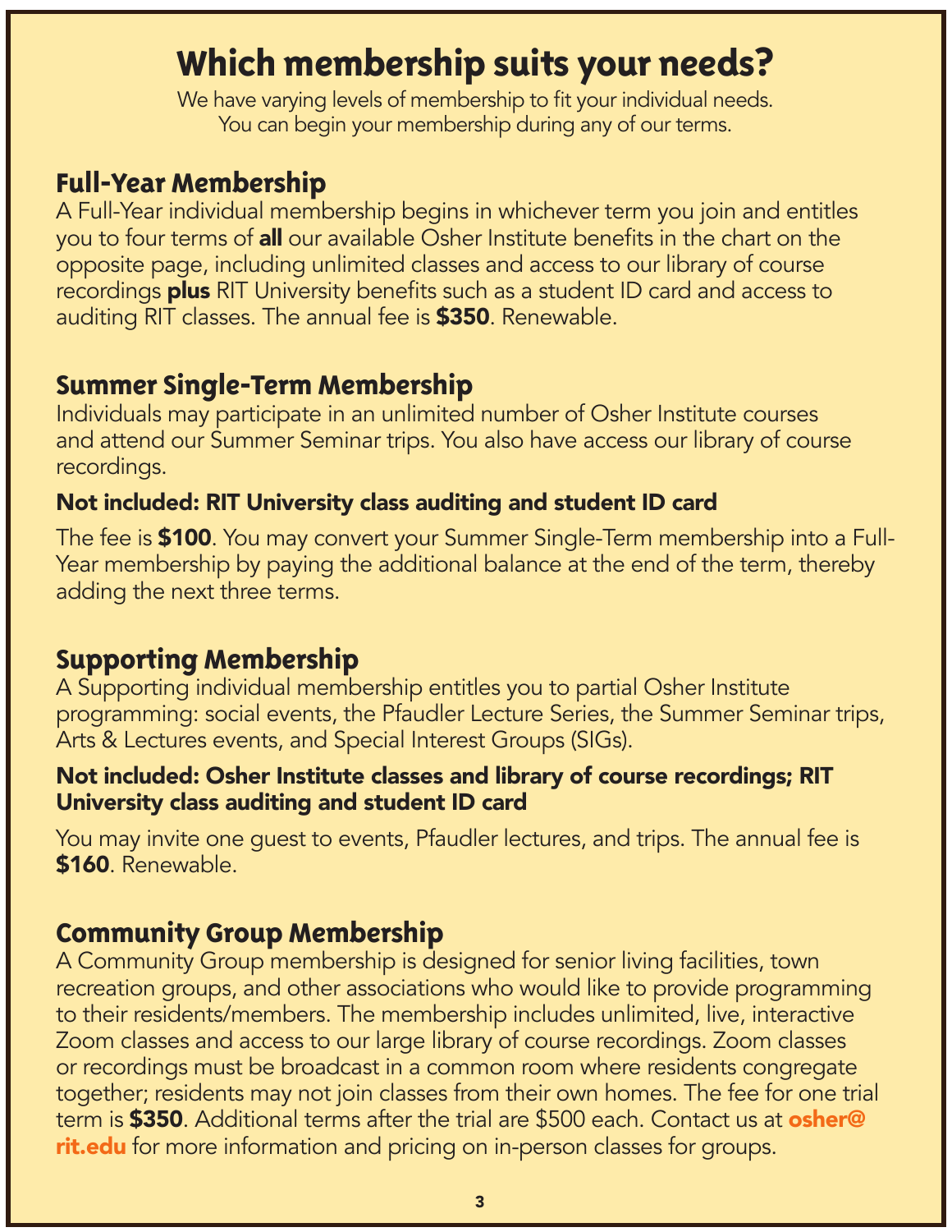# Which membership suits your needs?

We have varying levels of membership to fit your individual needs.
You can begin your membership during any of our terms.

## Full-Year Membership

A Full-Year individual membership begins in whichever term you join and entitles you to four terms of **all** our available Osher Institute benefits in the chart on the opposite page, including unlimited classes and access to our library of course recordings **plus** RIT University benefits such as a student ID card and access to auditing RIT classes. The annual fee is **$350**. Renewable.

## Summer Single-Term Membership

Individuals may participate in an unlimited number of Osher Institute courses and attend our Summer Seminar trips. You also have access our library of course recordings.

**Not included: RIT University class auditing and student ID card**

The fee is **$100**. You may convert your Summer Single-Term membership into a Full-Year membership by paying the additional balance at the end of the term, thereby adding the next three terms.

## Supporting Membership

A Supporting individual membership entitles you to partial Osher Institute programming: social events, the Pfaudler Lecture Series, the Summer Seminar trips, Arts & Lectures events, and Special Interest Groups (SIGs).

**Not included: Osher Institute classes and library of course recordings; RIT University class auditing and student ID card**

You may invite one guest to events, Pfaudler lectures, and trips. The annual fee is **$160**. Renewable.

## Community Group Membership

A Community Group membership is designed for senior living facilities, town recreation groups, and other associations who would like to provide programming to their residents/members. The membership includes unlimited, live, interactive Zoom classes and access to our large library of course recordings. Zoom classes or recordings must be broadcast in a common room where residents congregate together; residents may not join classes from their own homes. The fee for one trial term is **$350**. Additional terms after the trial are $500 each. Contact us at **osher@rit.edu** for more information and pricing on in-person classes for groups.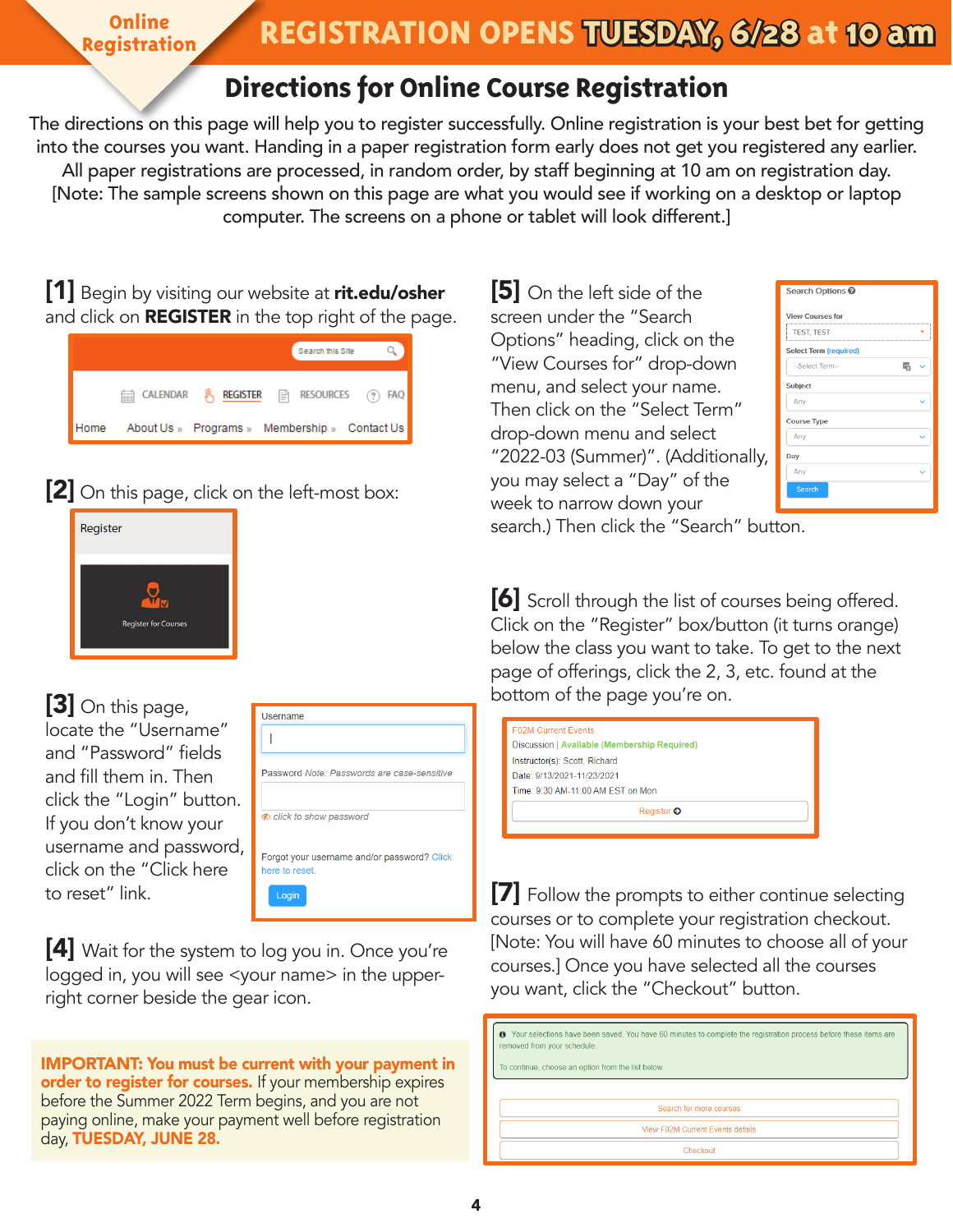Online Registration

# REGISTRATION OPENS TUESDAY, 6/28 at 10 am

## Directions for Online Course Registration

The directions on this page will help you to register successfully. Online registration is your best bet for getting into the courses you want. Handing in a paper registration form early does not get you registered any earlier. All paper registrations are processed, in random order, by staff beginning at 10 am on registration day. [Note: The sample screens shown on this page are what you would see if working on a desktop or laptop computer. The screens on a phone or tablet will look different.]

**[1]** Begin by visiting our website at **rit.edu/osher** and click on **REGISTER** in the top right of the page.

Search this Site
CALENDAR | REGISTER | RESOURCES | FAQ
Home | About Us » | Programs » | Membership » | Contact Us

**[2]** On this page, click on the left-most box:

Register
Register for Courses

**[3]** On this page, locate the "Username" and "Password" fields and fill them in. Then click the "Login" button. If you don't know your username and password, click on the "Click here to reset" link.

Username
Password *Note: Passwords are case-sensitive*
*click to show password*
Forgot your username and/or password? Click here to reset.
Login

**[4]** Wait for the system to log you in. Once you're logged in, you will see <your name> in the upper-right corner beside the gear icon.

**IMPORTANT: You must be current with your payment in order to register for courses.** If your membership expires before the Summer 2022 Term begins, and you are not paying online, make your payment well before registration day, **TUESDAY, JUNE 28.**

**[5]** On the left side of the screen under the "Search Options" heading, click on the "View Courses for" drop-down menu, and select your name. Then click on the "Select Term" drop-down menu and select "2022-03 (Summer)". (Additionally, you may select a "Day" of the week to narrow down your search.) Then click the "Search" button.

Search Options
View Courses for: TEST, TEST
Select Term (required): --Select Term--
Subject: Any
Course Type: Any
Day: Any
Search

**[6]** Scroll through the list of courses being offered. Click on the "Register" box/button (it turns orange) below the class you want to take. To get to the next page of offerings, click the 2, 3, etc. found at the bottom of the page you're on.

F02M Current Events
Discussion | Available (Membership Required)
Instructor(s): Scott, Richard
Date: 9/13/2021-11/23/2021
Time: 9:30 AM-11:00 AM EST on Mon
Register

**[7]** Follow the prompts to either continue selecting courses or to complete your registration checkout. [Note: You will have 60 minutes to choose all of your courses.] Once you have selected all the courses you want, click the "Checkout" button.

Your selections have been saved. You have 60 minutes to complete the registration process before these items are removed from your schedule.
To continue, choose an option from the list below.
Search for more courses
View F02M Current Events details
Checkout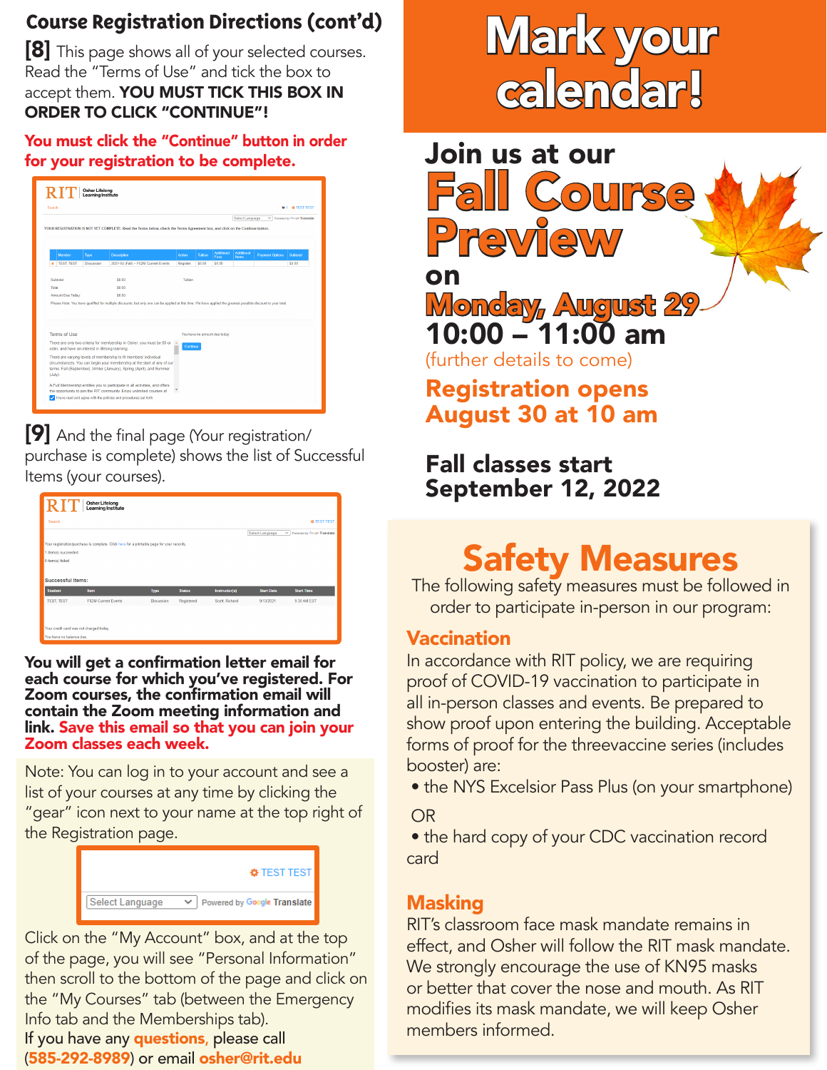## Course Registration Directions (cont'd)

**[8]** This page shows all of your selected courses. Read the "Terms of Use" and tick the box to accept them. **YOU MUST TICK THIS BOX IN ORDER TO CLICK "CONTINUE"!**

**You must click the "Continue" button in order for your registration to be complete.**

**[9]** And the final page (Your registration/ purchase is complete) shows the list of Successful Items (your courses).

**You will get a confirmation letter email for each course for which you've registered. For Zoom courses, the confirmation email will contain the Zoom meeting information and link. Save this email so that you can join your Zoom classes each week.**

Note: You can log in to your account and see a list of your courses at any time by clicking the "gear" icon next to your name at the top right of the Registration page.

Click on the "My Account" box, and at the top of the page, you will see "Personal Information" then scroll to the bottom of the page and click on the "My Courses" tab (between the Emergency Info tab and the Memberships tab).

If you have any **questions,** please call (**585-292-8989**) or email **osher@rit.edu**

# Mark your calendar!

## Join us at our Fall Course Preview on Monday, August 29 10:00 – 11:00 am

(further details to come)

**Registration opens August 30 at 10 am**

**Fall classes start September 12, 2022**

## Safety Measures

The following safety measures must be followed in order to participate in-person in our program:

### Vaccination

In accordance with RIT policy, we are requiring proof of COVID-19 vaccination to participate in all in-person classes and events. Be prepared to show proof upon entering the building. Acceptable forms of proof for the threevaccine series (includes booster) are:

- the NYS Excelsior Pass Plus (on your smartphone)

OR

- the hard copy of your CDC vaccination record card

### Masking

RIT's classroom face mask mandate remains in effect, and Osher will follow the RIT mask mandate. We strongly encourage the use of KN95 masks or better that cover the nose and mouth. As RIT modifies its mask mandate, we will keep Osher members informed.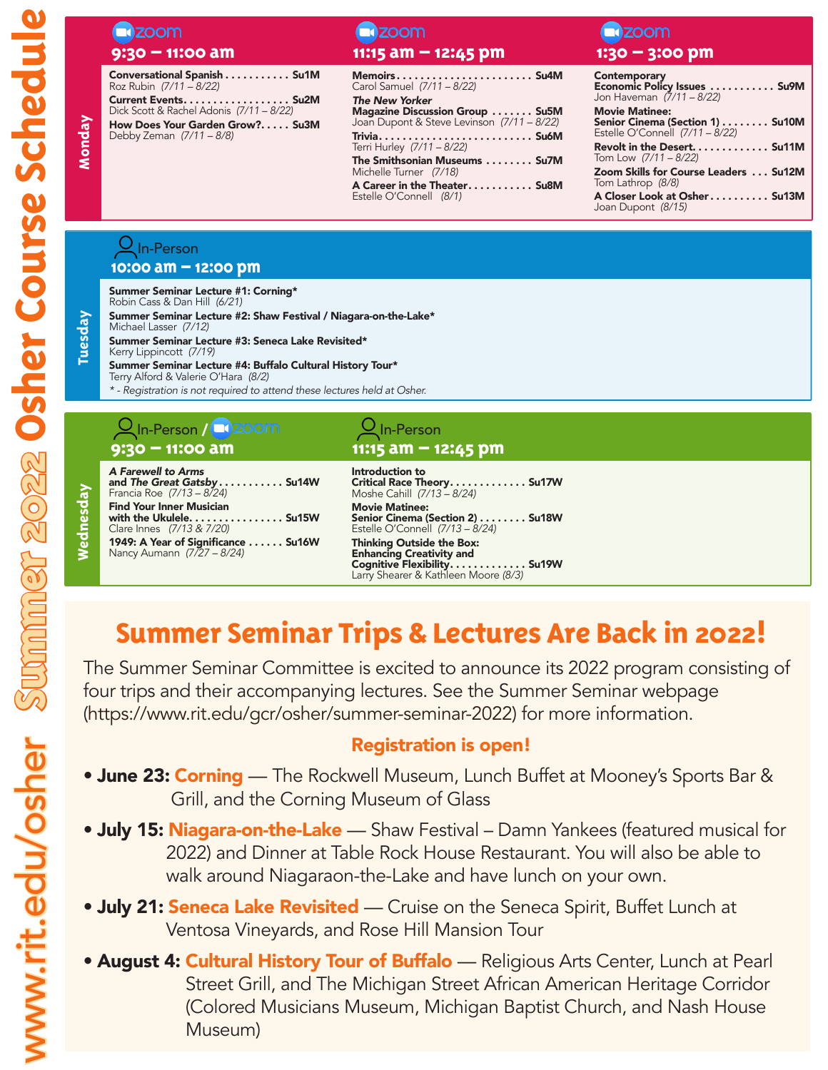# Summer 2022 Osher Course Schedule

www.rit.edu/osher

## Monday

### Zoom — 9:30 – 11:00 am

**Conversational Spanish** .......... Su1M
Roz Rubin (7/11 – 8/22)

**Current Events** .......... Su2M
Dick Scott & Rachel Adonis (7/11 – 8/22)

**How Does Your Garden Grow?** .......... Su3M
Debby Zeman (7/11 – 8/8)

### Zoom — 11:15 am – 12:45 pm

**Memoirs** .......... Su4M
Carol Samuel (7/11 – 8/22)

***The New Yorker* Magazine Discussion Group** .......... Su5M
Joan Dupont & Steve Levinson (7/11 – 8/22)

**Trivia** .......... Su6M
Terri Hurley (7/11 – 8/22)

**The Smithsonian Museums** .......... Su7M
Michelle Turner (7/18)

**A Career in the Theater** .......... Su8M
Estelle O'Connell (8/1)

### Zoom — 1:30 – 3:00 pm

**Contemporary Economic Policy Issues** .......... Su9M
Jon Haveman (7/11 – 8/22)

**Movie Matinee: Senior Cinema (Section 1)** .......... Su10M
Estelle O'Connell (7/11 – 8/22)

**Revolt in the Desert** .......... Su11M
Tom Low (7/11 – 8/22)

**Zoom Skills for Course Leaders** .......... Su12M
Tom Lathrop (8/8)

**A Closer Look at Osher** .......... Su13M
Joan Dupont (8/15)

## Tuesday

### In-Person — 10:00 am – 12:00 pm

**Summer Seminar Lecture #1: Corning***
Robin Cass & Dan Hill (6/21)

**Summer Seminar Lecture #2: Shaw Festival / Niagara-on-the-Lake***
Michael Lasser (7/12)

**Summer Seminar Lecture #3: Seneca Lake Revisited***
Kerry Lippincott (7/19)

**Summer Seminar Lecture #4: Buffalo Cultural History Tour***
Terry Alford & Valerie O'Hara (8/2)

*\* - Registration is not required to attend these lectures held at Osher.*

## Wednesday

### In-Person / Zoom — 9:30 – 11:00 am

***A Farewell to Arms* and *The Great Gatsby*** .......... Su14W
Francia Roe (7/13 – 8/24)

**Find Your Inner Musician with the Ukulele** .......... Su15W
Clare Innes (7/13 & 7/20)

**1949: A Year of Significance** .......... Su16W
Nancy Aumann (7/27 – 8/24)

### In-Person — 11:15 am – 12:45 pm

**Introduction to Critical Race Theory** .......... Su17W
Moshe Cahill (7/13 – 8/24)

**Movie Matinee: Senior Cinema (Section 2)** .......... Su18W
Estelle O'Connell (7/13 – 8/24)

**Thinking Outside the Box: Enhancing Creativity and Cognitive Flexibility** .......... Su19W
Larry Shearer & Kathleen Moore (8/3)

## Summer Seminar Trips & Lectures Are Back in 2022!

The Summer Seminar Committee is excited to announce its 2022 program consisting of four trips and their accompanying lectures. See the Summer Seminar webpage (https://www.rit.edu/gcr/osher/summer-seminar-2022) for more information.

**Registration is open!**

- **June 23: Corning** — The Rockwell Museum, Lunch Buffet at Mooney's Sports Bar & Grill, and the Corning Museum of Glass
- **July 15: Niagara-on-the-Lake** — Shaw Festival – Damn Yankees (featured musical for 2022) and Dinner at Table Rock House Restaurant. You will also be able to walk around Niagaraon-the-Lake and have lunch on your own.
- **July 21: Seneca Lake Revisited** — Cruise on the Seneca Spirit, Buffet Lunch at Ventosa Vineyards, and Rose Hill Mansion Tour
- **August 4: Cultural History Tour of Buffalo** — Religious Arts Center, Lunch at Pearl Street Grill, and The Michigan Street African American Heritage Corridor (Colored Musicians Museum, Michigan Baptist Church, and Nash House Museum)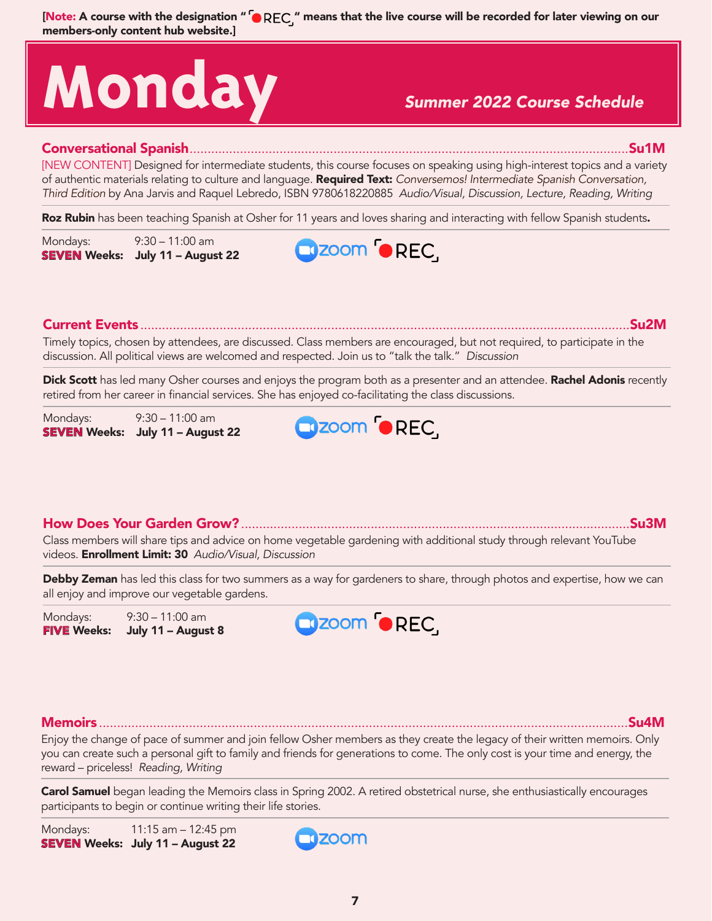**[Note: A course with the designation "⏺REC" means that the live course will be recorded for later viewing on our members-only content hub website.]**

# Monday

*Summer 2022 Course Schedule*

## Conversational Spanish ........ Su1M

[NEW CONTENT] Designed for intermediate students, this course focuses on speaking using high-interest topics and a variety of authentic materials relating to culture and language. **Required Text:** *Conversemos! Intermediate Spanish Conversation, Third Edition* by Ana Jarvis and Raquel Lebredo, ISBN 9780618220885 *Audio/Visual, Discussion, Lecture, Reading, Writing*

**Roz Rubin** has been teaching Spanish at Osher for 11 years and loves sharing and interacting with fellow Spanish students**.**

Mondays: 9:30 – 11:00 am
**SEVEN Weeks: July 11 – August 22**

zoom REC

## Current Events ........ Su2M

Timely topics, chosen by attendees, are discussed. Class members are encouraged, but not required, to participate in the discussion. All political views are welcomed and respected. Join us to "talk the talk." *Discussion*

**Dick Scott** has led many Osher courses and enjoys the program both as a presenter and an attendee. **Rachel Adonis** recently retired from her career in financial services. She has enjoyed co-facilitating the class discussions.

Mondays: 9:30 – 11:00 am
**SEVEN Weeks: July 11 – August 22**

zoom REC

## How Does Your Garden Grow? ........ Su3M

Class members will share tips and advice on home vegetable gardening with additional study through relevant YouTube videos. **Enrollment Limit: 30** *Audio/Visual, Discussion*

**Debby Zeman** has led this class for two summers as a way for gardeners to share, through photos and expertise, how we can all enjoy and improve our vegetable gardens.

Mondays: 9:30 – 11:00 am
**FIVE Weeks: July 11 – August 8**

zoom REC

## Memoirs ........ Su4M

Enjoy the change of pace of summer and join fellow Osher members as they create the legacy of their written memoirs. Only you can create such a personal gift to family and friends for generations to come. The only cost is your time and energy, the reward – priceless! *Reading, Writing*

**Carol Samuel** began leading the Memoirs class in Spring 2002. A retired obstetrical nurse, she enthusiastically encourages participants to begin or continue writing their life stories.

Mondays: 11:15 am – 12:45 pm
**SEVEN Weeks: July 11 – August 22**

zoom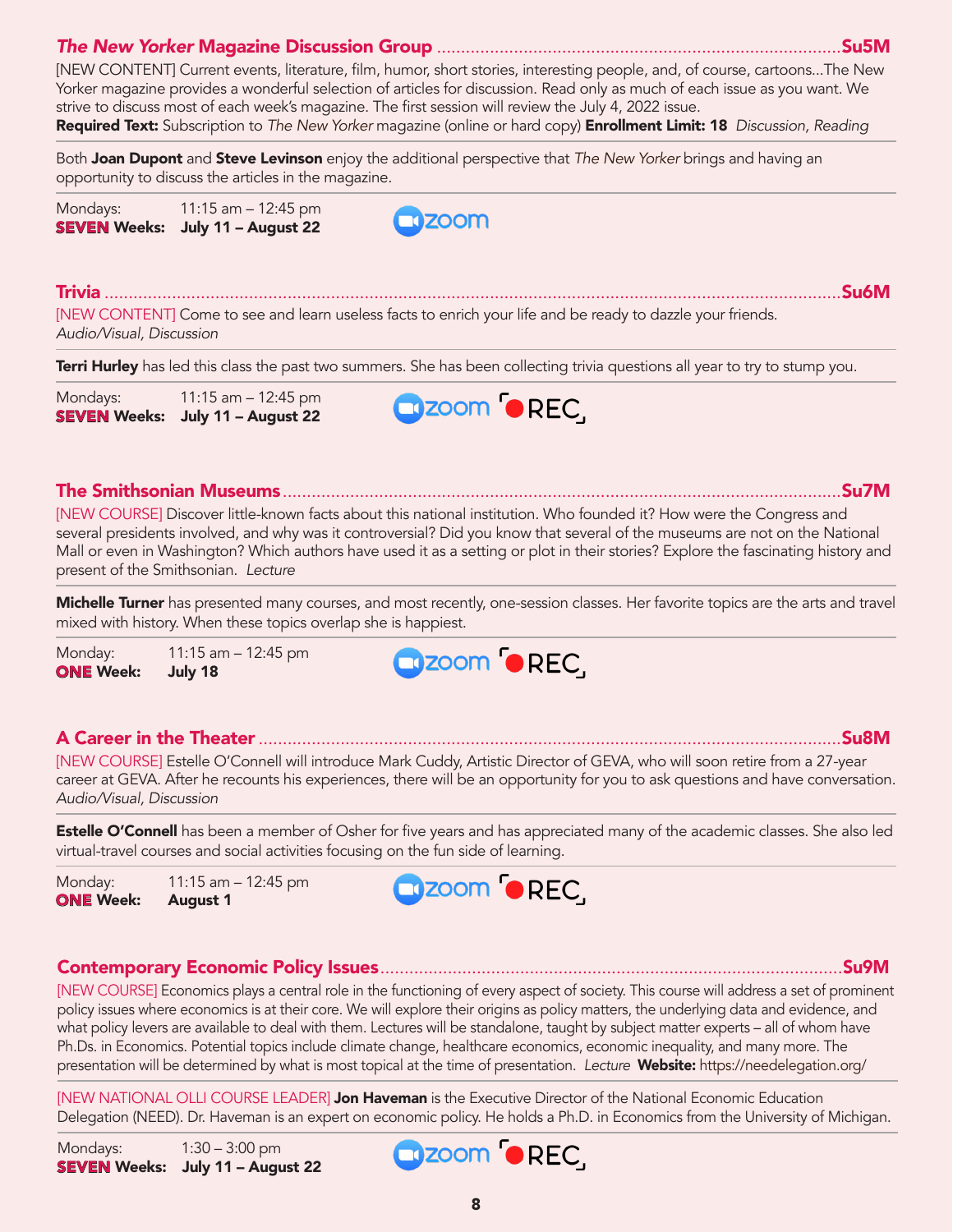## *The New Yorker* Magazine Discussion Group ........ Su5M

[NEW CONTENT] Current events, literature, film, humor, short stories, interesting people, and, of course, cartoons...The New Yorker magazine provides a wonderful selection of articles for discussion. Read only as much of each issue as you want. We strive to discuss most of each week's magazine. The first session will review the July 4, 2022 issue.
**Required Text:** Subscription to *The New Yorker* magazine (online or hard copy) **Enrollment Limit: 18** *Discussion, Reading*

Both **Joan Dupont** and **Steve Levinson** enjoy the additional perspective that *The New Yorker* brings and having an opportunity to discuss the articles in the magazine.

Mondays: 11:15 am – 12:45 pm
**SEVEN Weeks: July 11 – August 22**

zoom

## Trivia ........ Su6M

[NEW CONTENT] Come to see and learn useless facts to enrich your life and be ready to dazzle your friends.
*Audio/Visual, Discussion*

**Terri Hurley** has led this class the past two summers. She has been collecting trivia questions all year to try to stump you.

Mondays: 11:15 am – 12:45 pm
**SEVEN Weeks: July 11 – August 22**

zoom REC

## The Smithsonian Museums ........ Su7M

[NEW COURSE] Discover little-known facts about this national institution. Who founded it? How were the Congress and several presidents involved, and why was it controversial? Did you know that several of the museums are not on the National Mall or even in Washington? Which authors have used it as a setting or plot in their stories? Explore the fascinating history and present of the Smithsonian. *Lecture*

**Michelle Turner** has presented many courses, and most recently, one-session classes. Her favorite topics are the arts and travel mixed with history. When these topics overlap she is happiest.

Monday: 11:15 am – 12:45 pm
**ONE Week: July 18**

zoom REC

## A Career in the Theater ........ Su8M

[NEW COURSE] Estelle O'Connell will introduce Mark Cuddy, Artistic Director of GEVA, who will soon retire from a 27-year career at GEVA. After he recounts his experiences, there will be an opportunity for you to ask questions and have conversation.
*Audio/Visual, Discussion*

**Estelle O'Connell** has been a member of Osher for five years and has appreciated many of the academic classes. She also led virtual-travel courses and social activities focusing on the fun side of learning.

Monday: 11:15 am – 12:45 pm
**ONE Week: August 1**

zoom REC

## Contemporary Economic Policy Issues ........ Su9M

[NEW COURSE] Economics plays a central role in the functioning of every aspect of society. This course will address a set of prominent policy issues where economics is at their core. We will explore their origins as policy matters, the underlying data and evidence, and what policy levers are available to deal with them. Lectures will be standalone, taught by subject matter experts – all of whom have Ph.Ds. in Economics. Potential topics include climate change, healthcare economics, economic inequality, and many more. The presentation will be determined by what is most topical at the time of presentation. *Lecture* **Website:** https://needelegation.org/

[NEW NATIONAL OLLI COURSE LEADER] **Jon Haveman** is the Executive Director of the National Economic Education Delegation (NEED). Dr. Haveman is an expert on economic policy. He holds a Ph.D. in Economics from the University of Michigan.

Mondays: 1:30 – 3:00 pm
**SEVEN Weeks: July 11 – August 22**

zoom REC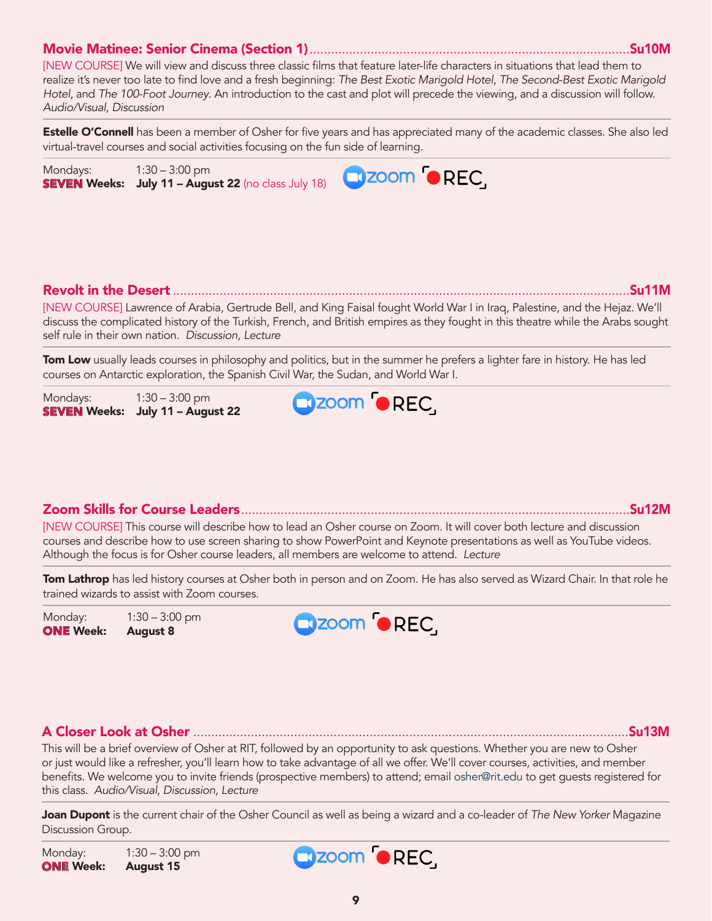## Movie Matinee: Senior Cinema (Section 1) ........ Su10M

[NEW COURSE] We will view and discuss three classic films that feature later-life characters in situations that lead them to realize it's never too late to find love and a fresh beginning: *The Best Exotic Marigold Hotel*, *The Second-Best Exotic Marigold Hotel*, and *The 100-Foot Journey*. An introduction to the cast and plot will precede the viewing, and a discussion will follow. *Audio/Visual, Discussion*

**Estelle O'Connell** has been a member of Osher for five years and has appreciated many of the academic classes. She also led virtual-travel courses and social activities focusing on the fun side of learning.

Mondays: 1:30 – 3:00 pm
**SEVEN Weeks: July 11 – August 22** (no class July 18)

zoom REC

## Revolt in the Desert ........ Su11M

[NEW COURSE] Lawrence of Arabia, Gertrude Bell, and King Faisal fought World War I in Iraq, Palestine, and the Hejaz. We'll discuss the complicated history of the Turkish, French, and British empires as they fought in this theatre while the Arabs sought self rule in their own nation. *Discussion, Lecture*

**Tom Low** usually leads courses in philosophy and politics, but in the summer he prefers a lighter fare in history. He has led courses on Antarctic exploration, the Spanish Civil War, the Sudan, and World War I.

Mondays: 1:30 – 3:00 pm
**SEVEN Weeks: July 11 – August 22**

zoom REC

## Zoom Skills for Course Leaders ........ Su12M

[NEW COURSE] This course will describe how to lead an Osher course on Zoom. It will cover both lecture and discussion courses and describe how to use screen sharing to show PowerPoint and Keynote presentations as well as YouTube videos. Although the focus is for Osher course leaders, all members are welcome to attend. *Lecture*

**Tom Lathrop** has led history courses at Osher both in person and on Zoom. He has also served as Wizard Chair. In that role he trained wizards to assist with Zoom courses.

Monday: 1:30 – 3:00 pm
**ONE Week: August 8**

zoom REC

## A Closer Look at Osher ........ Su13M

This will be a brief overview of Osher at RIT, followed by an opportunity to ask questions. Whether you are new to Osher or just would like a refresher, you'll learn how to take advantage of all we offer. We'll cover courses, activities, and member benefits. We welcome you to invite friends (prospective members) to attend; email osher@rit.edu to get guests registered for this class. *Audio/Visual, Discussion, Lecture*

**Joan Dupont** is the current chair of the Osher Council as well as being a wizard and a co-leader of *The New Yorker* Magazine Discussion Group.

Monday: 1:30 – 3:00 pm
**ONE Week: August 15**

zoom REC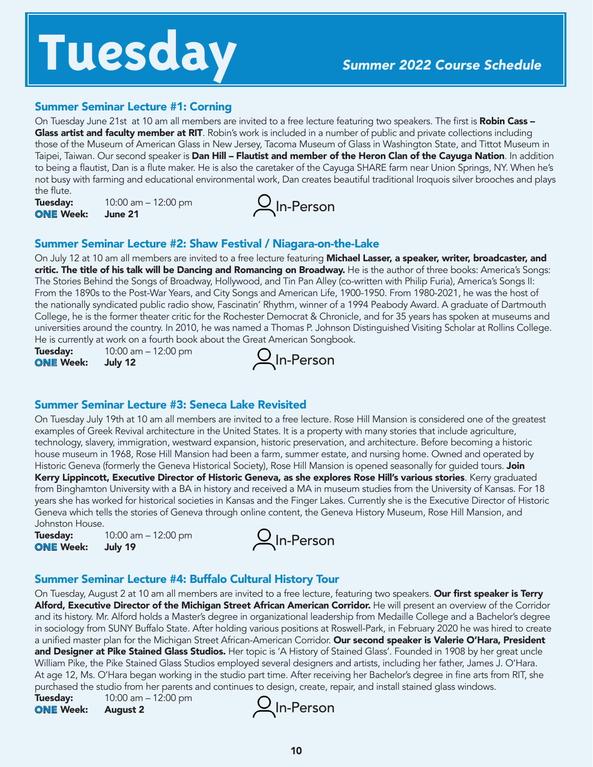# Tuesday

*Summer 2022 Course Schedule*

## Summer Seminar Lecture #1: Corning

On Tuesday June 21st at 10 am all members are invited to a free lecture featuring two speakers. The first is **Robin Cass – Glass artist and faculty member at RIT**. Robin's work is included in a number of public and private collections including those of the Museum of American Glass in New Jersey, Tacoma Museum of Glass in Washington State, and Tittot Museum in Taipei, Taiwan. Our second speaker is **Dan Hill – Flautist and member of the Heron Clan of the Cayuga Nation**. In addition to being a flautist, Dan is a flute maker. He is also the caretaker of the Cayuga SHARE farm near Union Springs, NY. When he's not busy with farming and educational environmental work, Dan creates beautiful traditional Iroquois silver brooches and plays the flute.

**Tuesday:** 10:00 am – 12:00 pm
**ONE Week:** **June 21**

In-Person

## Summer Seminar Lecture #2: Shaw Festival / Niagara-on-the-Lake

On July 12 at 10 am all members are invited to a free lecture featuring **Michael Lasser, a speaker, writer, broadcaster, and critic. The title of his talk will be Dancing and Romancing on Broadway.** He is the author of three books: America's Songs: The Stories Behind the Songs of Broadway, Hollywood, and Tin Pan Alley (co-written with Philip Furia), America's Songs II: From the 1890s to the Post-War Years, and City Songs and American Life, 1900-1950. From 1980-2021, he was the host of the nationally syndicated public radio show, Fascinatin' Rhythm, winner of a 1994 Peabody Award. A graduate of Dartmouth College, he is the former theater critic for the Rochester Democrat & Chronicle, and for 35 years has spoken at museums and universities around the country. In 2010, he was named a Thomas P. Johnson Distinguished Visiting Scholar at Rollins College. He is currently at work on a fourth book about the Great American Songbook.

**Tuesday:** 10:00 am – 12:00 pm
**ONE Week:** **July 12**

In-Person

## Summer Seminar Lecture #3: Seneca Lake Revisited

On Tuesday July 19th at 10 am all members are invited to a free lecture. Rose Hill Mansion is considered one of the greatest examples of Greek Revival architecture in the United States. It is a property with many stories that include agriculture, technology, slavery, immigration, westward expansion, historic preservation, and architecture. Before becoming a historic house museum in 1968, Rose Hill Mansion had been a farm, summer estate, and nursing home. Owned and operated by Historic Geneva (formerly the Geneva Historical Society), Rose Hill Mansion is opened seasonally for guided tours. **Join Kerry Lippincott, Executive Director of Historic Geneva, as she explores Rose Hill's various stories**. Kerry graduated from Binghamton University with a BA in history and received a MA in museum studies from the University of Kansas. For 18 years she has worked for historical societies in Kansas and the Finger Lakes. Currently she is the Executive Director of Historic Geneva which tells the stories of Geneva through online content, the Geneva History Museum, Rose Hill Mansion, and Johnston House.

**Tuesday:** 10:00 am – 12:00 pm
**ONE Week:** **July 19**

In-Person

## Summer Seminar Lecture #4: Buffalo Cultural History Tour

On Tuesday, August 2 at 10 am all members are invited to a free lecture, featuring two speakers. **Our first speaker is Terry Alford, Executive Director of the Michigan Street African American Corridor.** He will present an overview of the Corridor and its history. Mr. Alford holds a Master's degree in organizational leadership from Medaille College and a Bachelor's degree in sociology from SUNY Buffalo State. After holding various positions at Roswell-Park, in February 2020 he was hired to create a unified master plan for the Michigan Street African-American Corridor. **Our second speaker is Valerie O'Hara, President and Designer at Pike Stained Glass Studios.** Her topic is 'A History of Stained Glass'. Founded in 1908 by her great uncle William Pike, the Pike Stained Glass Studios employed several designers and artists, including her father, James J. O'Hara. At age 12, Ms. O'Hara began working in the studio part time. After receiving her Bachelor's degree in fine arts from RIT, she purchased the studio from her parents and continues to design, create, repair, and install stained glass windows.

**Tuesday:** 10:00 am – 12:00 pm
**ONE Week:** **August 2**

In-Person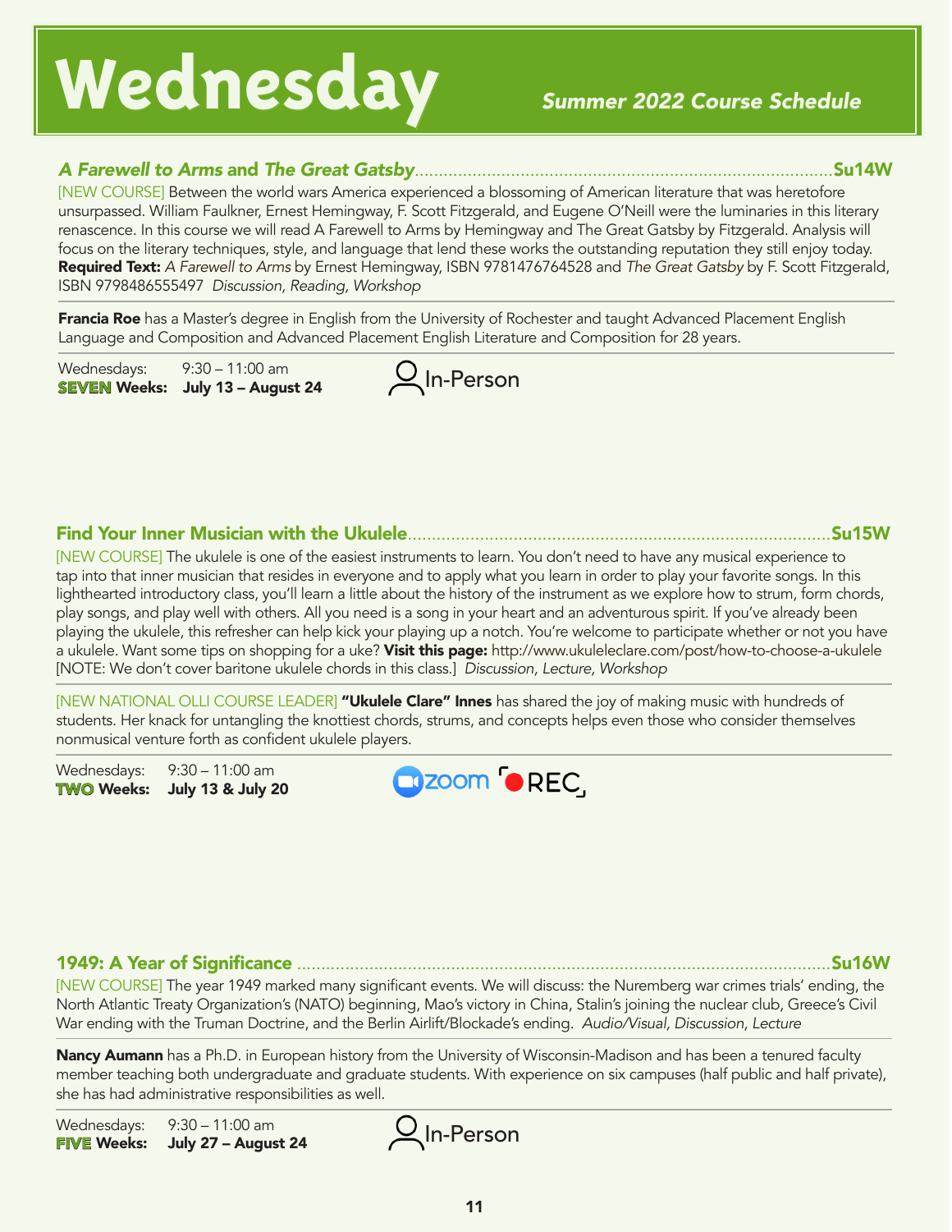# Wednesday

*Summer 2022 Course Schedule*

### *A Farewell to Arms* and *The Great Gatsby*..........Su14W

[NEW COURSE] Between the world wars America experienced a blossoming of American literature that was heretofore unsurpassed. William Faulkner, Ernest Hemingway, F. Scott Fitzgerald, and Eugene O'Neill were the luminaries in this literary renasence. In this course we will read A Farewell to Arms by Hemingway and The Great Gatsby by Fitzgerald. Analysis will focus on the literary techniques, style, and language that lend these works the outstanding reputation they still enjoy today. **Required Text:** *A Farewell to Arms* by Ernest Hemingway, ISBN 9781476764528 and *The Great Gatsby* by F. Scott Fitzgerald, ISBN 9798486555497 *Discussion, Reading, Workshop*

**Francia Roe** has a Master's degree in English from the University of Rochester and taught Advanced Placement English Language and Composition and Advanced Placement English Literature and Composition for 28 years.

Wednesdays: 9:30 – 11:00 am
**SEVEN Weeks: July 13 – August 24**

In-Person

### Find Your Inner Musician with the Ukulele..........Su15W

[NEW COURSE] The ukulele is one of the easiest instruments to learn. You don't need to have any musical experience to tap into that inner musician that resides in everyone and to apply what you learn in order to play your favorite songs. In this lighthearted introductory class, you'll learn a little about the history of the instrument as we explore how to strum, form chords, play songs, and play well with others. All you need is a song in your heart and an adventurous spirit. If you've already been playing the ukulele, this refresher can help kick your playing up a notch. You're welcome to participate whether or not you have a ukulele. Want some tips on shopping for a uke? **Visit this page:** http://www.ukuleleclare.com/post/how-to-choose-a-ukulele [NOTE: We don't cover baritone ukulele chords in this class.] *Discussion, Lecture, Workshop*

[NEW NATIONAL OLLI COURSE LEADER] **"Ukulele Clare" Innes** has shared the joy of making music with hundreds of students. Her knack for untangling the knottiest chords, strums, and concepts helps even those who consider themselves nonmusical venture forth as confident ukulele players.

Wednesdays: 9:30 – 11:00 am
**TWO Weeks: July 13 & July 20**

zoom REC

### 1949: A Year of Significance..........Su16W

[NEW COURSE] The year 1949 marked many significant events. We will discuss: the Nuremberg war crimes trials' ending, the North Atlantic Treaty Organization's (NATO) beginning, Mao's victory in China, Stalin's joining the nuclear club, Greece's Civil War ending with the Truman Doctrine, and the Berlin Airlift/Blockade's ending. *Audio/Visual, Discussion, Lecture*

**Nancy Aumann** has a Ph.D. in European history from the University of Wisconsin-Madison and has been a tenured faculty member teaching both undergraduate and graduate students. With experience on six campuses (half public and half private), she has had administrative responsibilities as well.

Wednesdays: 9:30 – 11:00 am
**FIVE Weeks: July 27 – August 24**

In-Person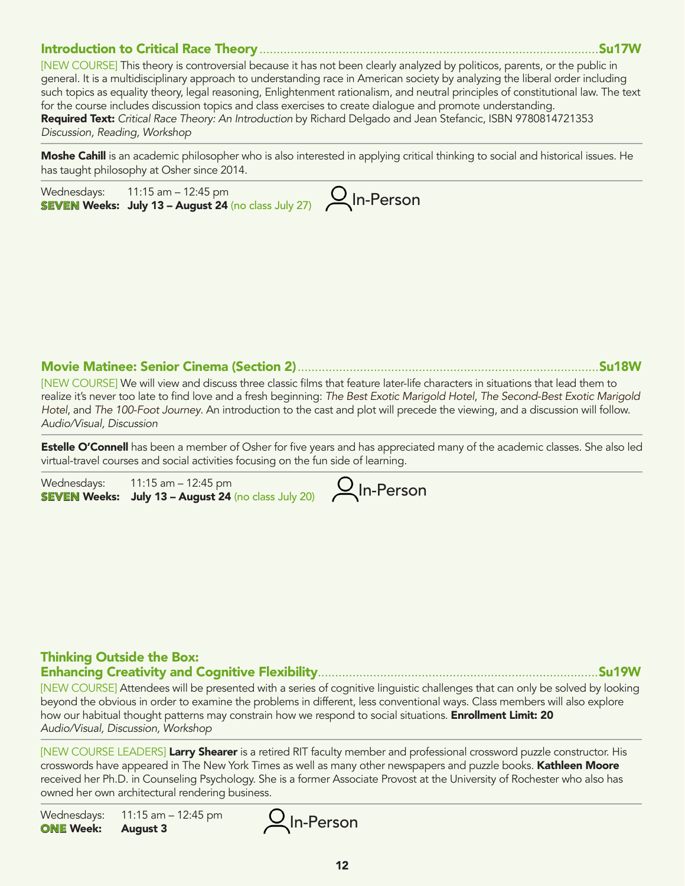## Introduction to Critical Race Theory ........ Su17W

[NEW COURSE] This theory is controversial because it has not been clearly analyzed by politicos, parents, or the public in general. It is a multidisciplinary approach to understanding race in American society by analyzing the liberal order including such topics as equality theory, legal reasoning, Enlightenment rationalism, and neutral principles of constitutional law. The text for the course includes discussion topics and class exercises to create dialogue and promote understanding.
**Required Text:** *Critical Race Theory: An Introduction* by Richard Delgado and Jean Stefancic, ISBN 9780814721353
*Discussion, Reading, Workshop*

**Moshe Cahill** is an academic philosopher who is also interested in applying critical thinking to social and historical issues. He has taught philosophy at Osher since 2014.

Wednesdays: 11:15 am – 12:45 pm
**SEVEN Weeks: July 13 – August 24** (no class July 27)

In-Person

## Movie Matinee: Senior Cinema (Section 2) ........ Su18W

[NEW COURSE] We will view and discuss three classic films that feature later-life characters in situations that lead them to realize it's never too late to find love and a fresh beginning: *The Best Exotic Marigold Hotel*, *The Second-Best Exotic Marigold Hotel*, and *The 100-Foot Journey*. An introduction to the cast and plot will precede the viewing, and a discussion will follow.
*Audio/Visual, Discussion*

**Estelle O'Connell** has been a member of Osher for five years and has appreciated many of the academic classes. She also led virtual-travel courses and social activities focusing on the fun side of learning.

Wednesdays: 11:15 am – 12:45 pm
**SEVEN Weeks: July 13 – August 24** (no class July 20)

In-Person

## Thinking Outside the Box: Enhancing Creativity and Cognitive Flexibility ........ Su19W

[NEW COURSE] Attendees will be presented with a series of cognitive linguistic challenges that can only be solved by looking beyond the obvious in order to examine the problems in different, less conventional ways. Class members will also explore how our habitual thought patterns may constrain how we respond to social situations. **Enrollment Limit: 20**
*Audio/Visual, Discussion, Workshop*

[NEW COURSE LEADERS] **Larry Shearer** is a retired RIT faculty member and professional crossword puzzle constructor. His crosswords have appeared in The New York Times as well as many other newspapers and puzzle books. **Kathleen Moore** received her Ph.D. in Counseling Psychology. She is a former Associate Provost at the University of Rochester who also has owned her own architectural rendering business.

Wednesdays: 11:15 am – 12:45 pm
**ONE Week: August 3**

In-Person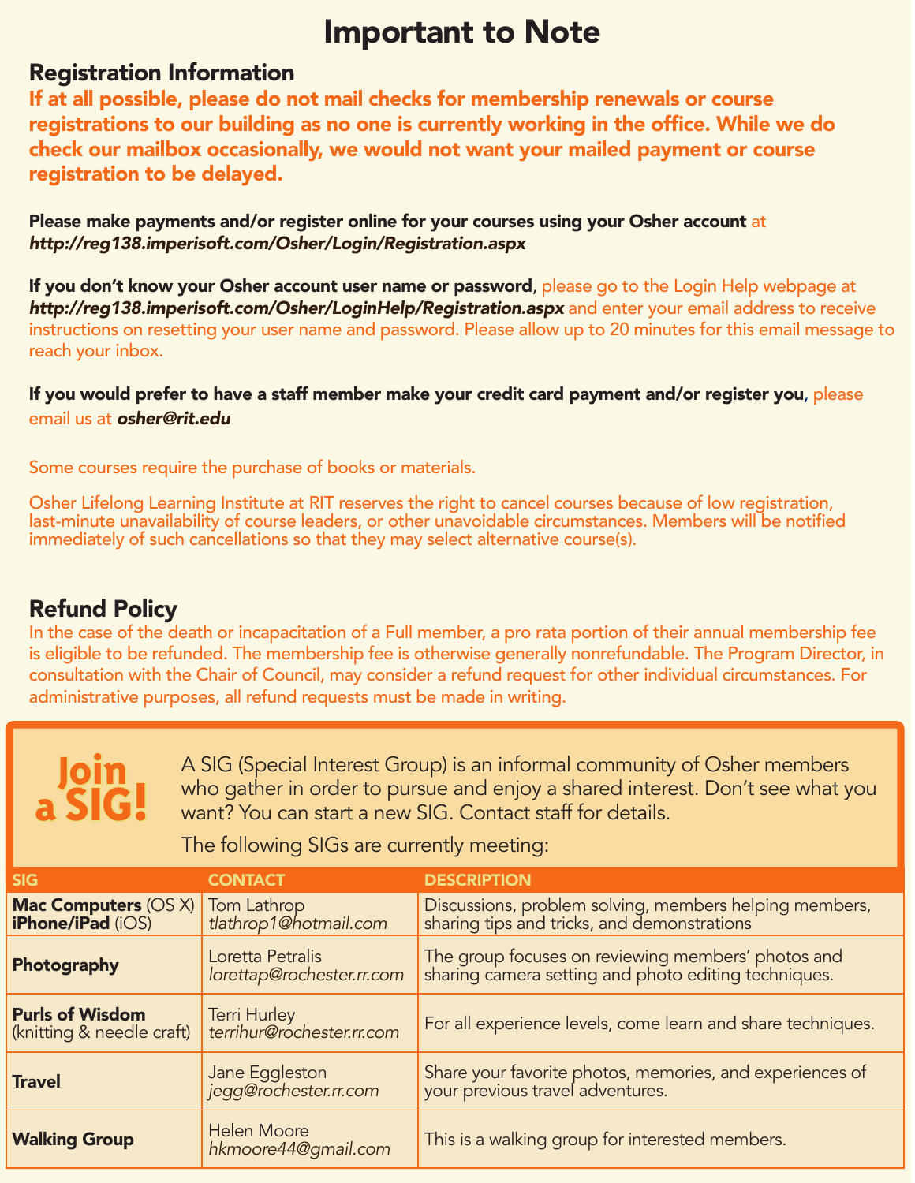# Important to Note

## Registration Information

**If at all possible, please do not mail checks for membership renewals or course registrations to our building as no one is currently working in the office. While we do check our mailbox occasionally, we would not want your mailed payment or course registration to be delayed.**

**Please make payments and/or register online for your courses using your Osher account** at ***http://reg138.imperisoft.com/Osher/Login/Registration.aspx***

**If you don't know your Osher account user name or password**, please go to the Login Help webpage at ***http://reg138.imperisoft.com/Osher/LoginHelp/Registration.aspx*** and enter your email address to receive instructions on resetting your user name and password. Please allow up to 20 minutes for this email message to reach your inbox.

**If you would prefer to have a staff member make your credit card payment and/or register you**, please email us at ***osher@rit.edu***

Some courses require the purchase of books or materials.

Osher Lifelong Learning Institute at RIT reserves the right to cancel courses because of low registration, last-minute unavailability of course leaders, or other unavoidable circumstances. Members will be notified immediately of such cancellations so that they may select alternative course(s).

## Refund Policy

In the case of the death or incapacitation of a Full member, a pro rata portion of their annual membership fee is eligible to be refunded. The membership fee is otherwise generally nonrefundable. The Program Director, in consultation with the Chair of Council, may consider a refund request for other individual circumstances. For administrative purposes, all refund requests must be made in writing.

## Join a SIG!

A SIG (Special Interest Group) is an informal community of Osher members who gather in order to pursue and enjoy a shared interest. Don't see what you want? You can start a new SIG. Contact staff for details.

The following SIGs are currently meeting:

| SIG | CONTACT | DESCRIPTION |
|---|---|---|
| **Mac Computers** (OS X) **iPhone/iPad** (iOS) | Tom Lathrop *tlathrop1@hotmail.com* | Discussions, problem solving, members helping members, sharing tips and tricks, and demonstrations |
| **Photography** | Loretta Petralis *lorettap@rochester.rr.com* | The group focuses on reviewing members' photos and sharing camera setting and photo editing techniques. |
| **Purls of Wisdom** (knitting & needle craft) | Terri Hurley *terrihur@rochester.rr.com* | For all experience levels, come learn and share techniques. |
| **Travel** | Jane Eggleston *jegg@rochester.rr.com* | Share your favorite photos, memories, and experiences of your previous travel adventures. |
| **Walking Group** | Helen Moore *hkmoore44@gmail.com* | This is a walking group for interested members. |